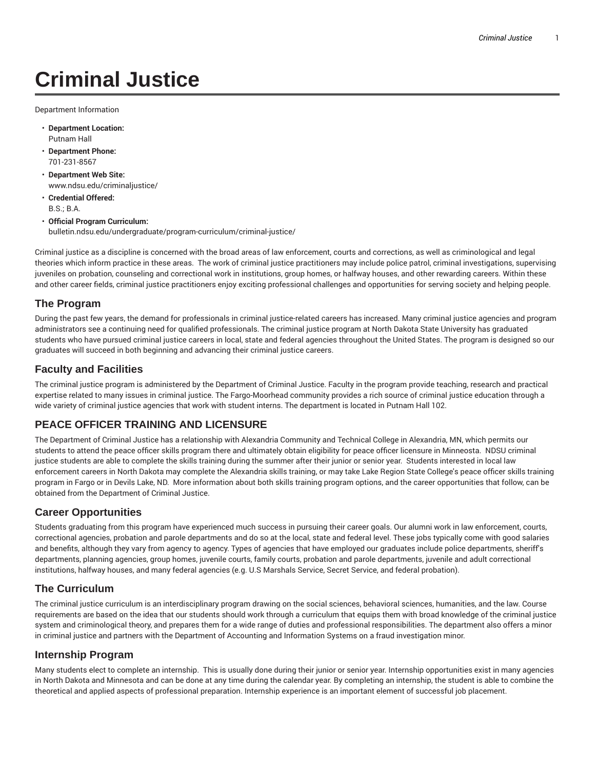# Criminal Justice

Department Information

- **Department Location:**
  Putnam Hall
- **Department Phone:**
  701-231-8567
- **Department Web Site:**
  www.ndsu.edu/criminaljustice/
- **Credential Offered:**
  B.S.; B.A.
- **Official Program Curriculum:**
  bulletin.ndsu.edu/undergraduate/program-curriculum/criminal-justice/

Criminal justice as a discipline is concerned with the broad areas of law enforcement, courts and corrections, as well as criminological and legal theories which inform practice in these areas. The work of criminal justice practitioners may include police patrol, criminal investigations, supervising juveniles on probation, counseling and correctional work in institutions, group homes, or halfway houses, and other rewarding careers. Within these and other career fields, criminal justice practitioners enjoy exciting professional challenges and opportunities for serving society and helping people.

## The Program

During the past few years, the demand for professionals in criminal justice-related careers has increased. Many criminal justice agencies and program administrators see a continuing need for qualified professionals. The criminal justice program at North Dakota State University has graduated students who have pursued criminal justice careers in local, state and federal agencies throughout the United States. The program is designed so our graduates will succeed in both beginning and advancing their criminal justice careers.

## Faculty and Facilities

The criminal justice program is administered by the Department of Criminal Justice. Faculty in the program provide teaching, research and practical expertise related to many issues in criminal justice. The Fargo-Moorhead community provides a rich source of criminal justice education through a wide variety of criminal justice agencies that work with student interns. The department is located in Putnam Hall 102.

## PEACE OFFICER TRAINING AND LICENSURE

The Department of Criminal Justice has a relationship with Alexandria Community and Technical College in Alexandria, MN, which permits our students to attend the peace officer skills program there and ultimately obtain eligibility for peace officer licensure in Minnesota. NDSU criminal justice students are able to complete the skills training during the summer after their junior or senior year. Students interested in local law enforcement careers in North Dakota may complete the Alexandria skills training, or may take Lake Region State College's peace officer skills training program in Fargo or in Devils Lake, ND. More information about both skills training program options, and the career opportunities that follow, can be obtained from the Department of Criminal Justice.

## Career Opportunities

Students graduating from this program have experienced much success in pursuing their career goals. Our alumni work in law enforcement, courts, correctional agencies, probation and parole departments and do so at the local, state and federal level. These jobs typically come with good salaries and benefits, although they vary from agency to agency. Types of agencies that have employed our graduates include police departments, sheriff's departments, planning agencies, group homes, juvenile courts, family courts, probation and parole departments, juvenile and adult correctional institutions, halfway houses, and many federal agencies (e.g. U.S Marshals Service, Secret Service, and federal probation).

## The Curriculum

The criminal justice curriculum is an interdisciplinary program drawing on the social sciences, behavioral sciences, humanities, and the law. Course requirements are based on the idea that our students should work through a curriculum that equips them with broad knowledge of the criminal justice system and criminological theory, and prepares them for a wide range of duties and professional responsibilities. The department also offers a minor in criminal justice and partners with the Department of Accounting and Information Systems on a fraud investigation minor.

## Internship Program

Many students elect to complete an internship. This is usually done during their junior or senior year. Internship opportunities exist in many agencies in North Dakota and Minnesota and can be done at any time during the calendar year. By completing an internship, the student is able to combine the theoretical and applied aspects of professional preparation. Internship experience is an important element of successful job placement.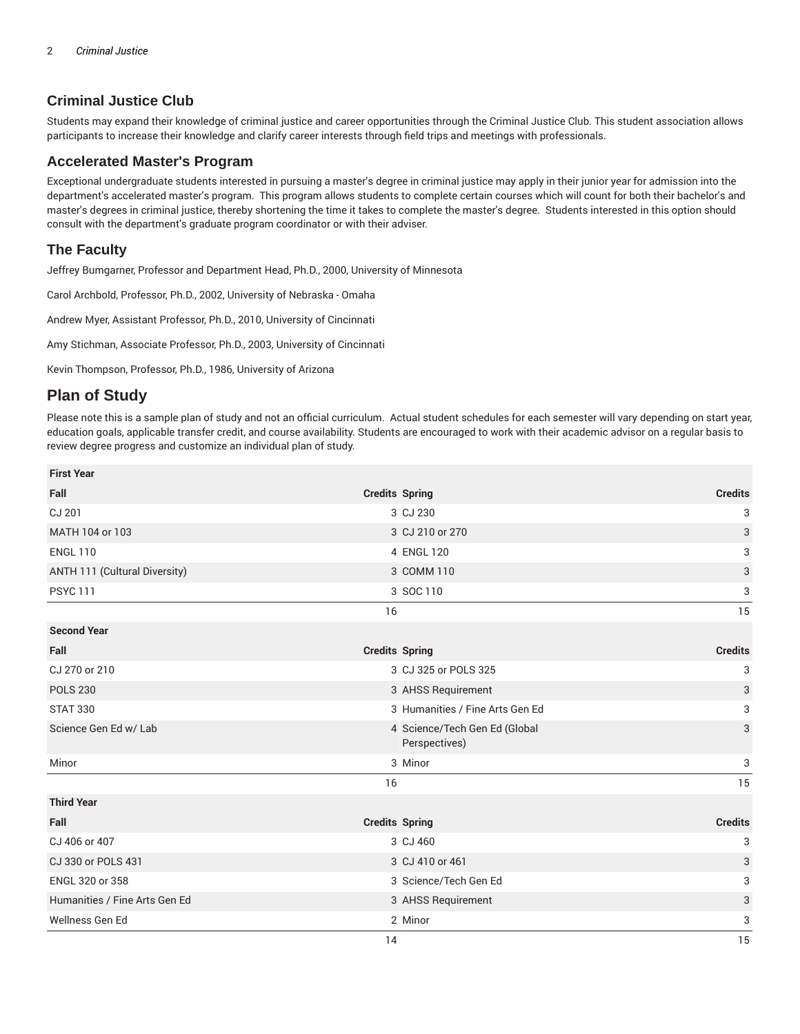## Criminal Justice Club

Students may expand their knowledge of criminal justice and career opportunities through the Criminal Justice Club. This student association allows participants to increase their knowledge and clarify career interests through field trips and meetings with professionals.

## Accelerated Master's Program

Exceptional undergraduate students interested in pursuing a master's degree in criminal justice may apply in their junior year for admission into the department's accelerated master's program. This program allows students to complete certain courses which will count for both their bachelor's and master's degrees in criminal justice, thereby shortening the time it takes to complete the master's degree. Students interested in this option should consult with the department's graduate program coordinator or with their adviser.

## The Faculty

Jeffrey Bumgarner, Professor and Department Head, Ph.D., 2000, University of Minnesota

Carol Archbold, Professor, Ph.D., 2002, University of Nebraska - Omaha

Andrew Myer, Assistant Professor, Ph.D., 2010, University of Cincinnati

Amy Stichman, Associate Professor, Ph.D., 2003, University of Cincinnati

Kevin Thompson, Professor, Ph.D., 1986, University of Arizona

# Plan of Study

Please note this is a sample plan of study and not an official curriculum. Actual student schedules for each semester will vary depending on start year, education goals, applicable transfer credit, and course availability. Students are encouraged to work with their academic advisor on a regular basis to review degree progress and customize an individual plan of study.

| **First Year** | | | |
|---|---|---|---|
| **Fall** | **Credits** | **Spring** | **Credits** |
| CJ 201 | 3 | CJ 230 | 3 |
| MATH 104 or 103 | 3 | CJ 210 or 270 | 3 |
| ENGL 110 | 4 | ENGL 120 | 3 |
| ANTH 111 (Cultural Diversity) | 3 | COMM 110 | 3 |
| PSYC 111 | 3 | SOC 110 | 3 |
| | 16 | | 15 |
| **Second Year** | | | |
| **Fall** | **Credits** | **Spring** | **Credits** |
| CJ 270 or 210 | 3 | CJ 325 or POLS 325 | 3 |
| POLS 230 | 3 | AHSS Requirement | 3 |
| STAT 330 | 3 | Humanities / Fine Arts Gen Ed | 3 |
| Science Gen Ed w/ Lab | 4 | Science/Tech Gen Ed (Global Perspectives) | 3 |
| Minor | 3 | Minor | 3 |
| | 16 | | 15 |
| **Third Year** | | | |
| **Fall** | **Credits** | **Spring** | **Credits** |
| CJ 406 or 407 | 3 | CJ 460 | 3 |
| CJ 330 or POLS 431 | 3 | CJ 410 or 461 | 3 |
| ENGL 320 or 358 | 3 | Science/Tech Gen Ed | 3 |
| Humanities / Fine Arts Gen Ed | 3 | AHSS Requirement | 3 |
| Wellness Gen Ed | 2 | Minor | 3 |
| | 14 | | 15 |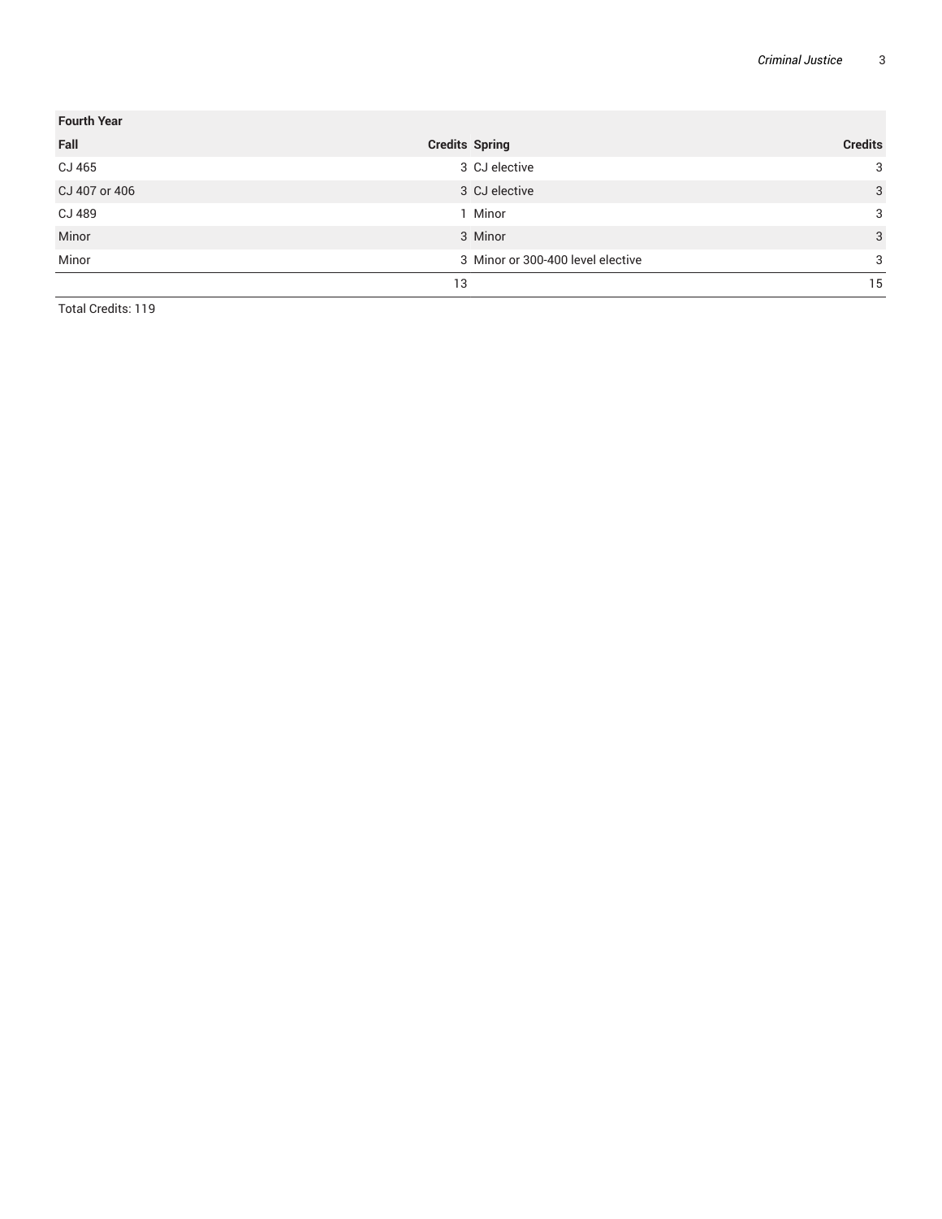| Fourth Year | | | |
| --- | --- | --- | --- |
| Fall | Credits | Spring | Credits |
| CJ 465 | 3 | CJ elective | 3 |
| CJ 407 or 406 | 3 | CJ elective | 3 |
| CJ 489 | 1 | Minor | 3 |
| Minor | 3 | Minor | 3 |
| Minor | 3 | Minor or 300-400 level elective | 3 |
| | 13 | | 15 |

Total Credits: 119